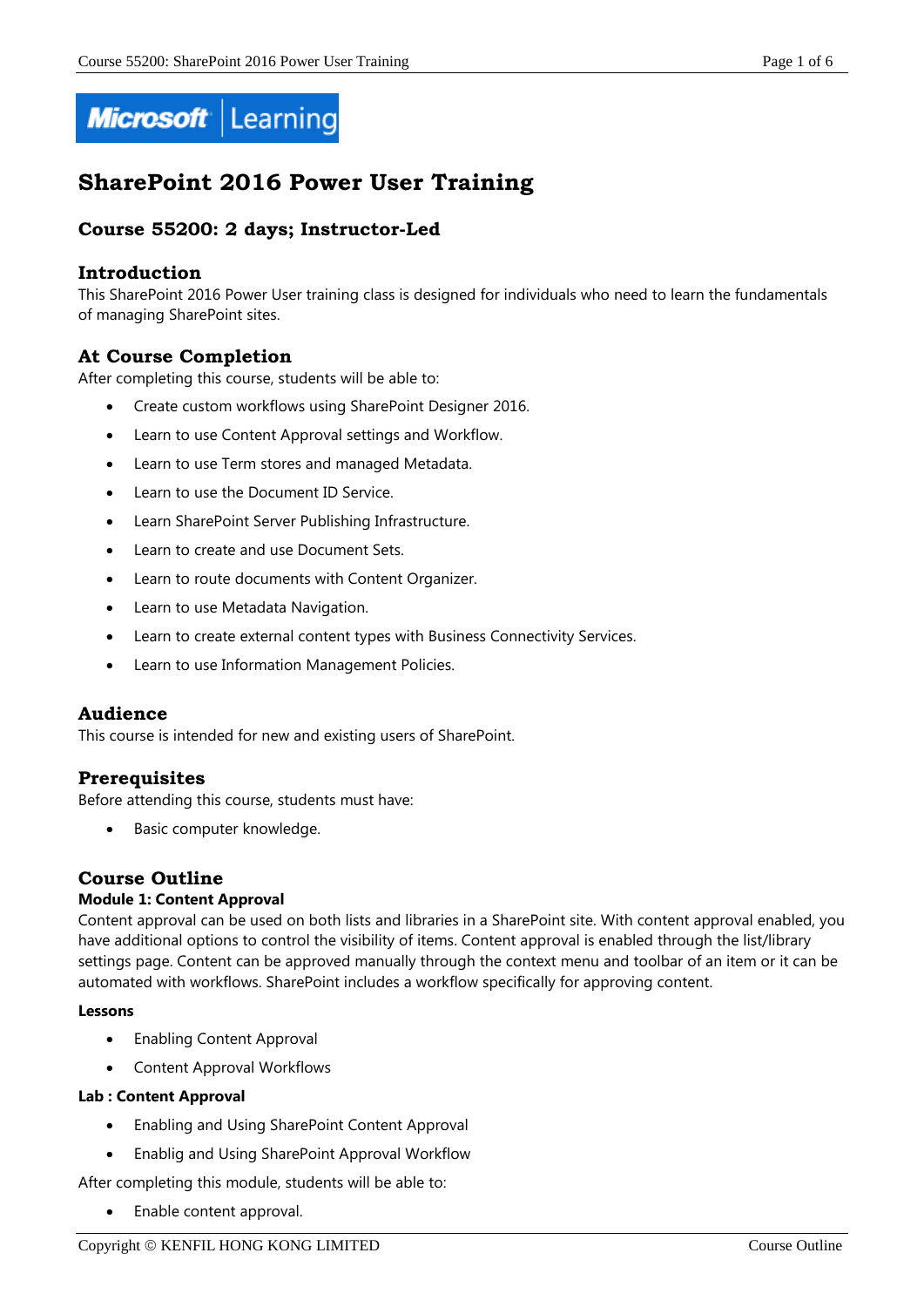# SharePoint 2016 Power User Training

## Course 55200: 2 days; Instructor-Led

### Introduction

This SharePoint 2016 Power User training class is designed for individuals who need to learn the fundamentals of managing SharePoint sites.

### At Course Completion

After completing this course, students will be able to:

- Create custom workflows using SharePoint Designer 2016.
- Learn to use Content Approval settings and Workflow.
- Learn to use Term stores and managed Metadata.
- Learn to use the Document ID Service.
- Learn SharePoint Server Publishing Infrastructure.
- Learn to create and use Document Sets.
- Learn to route documents with Content Organizer.
- Learn to use Metadata Navigation.
- Learn to create external content types with Business Connectivity Services.
- Learn to use Information Management Policies.

### Audience

This course is intended for new and existing users of SharePoint.

### Prerequisites

Before attending this course, students must have:

- Basic computer knowledge.

### Course Outline

**Module 1: Content Approval**

Content approval can be used on both lists and libraries in a SharePoint site. With content approval enabled, you have additional options to control the visibility of items. Content approval is enabled through the list/library settings page. Content can be approved manually through the context menu and toolbar of an item or it can be automated with workflows. SharePoint includes a workflow specifically for approving content.

**Lessons**

- Enabling Content Approval
- Content Approval Workflows

**Lab : Content Approval**

- Enabling and Using SharePoint Content Approval
- Enablig and Using SharePoint Approval Workflow

After completing this module, students will be able to:

- Enable content approval.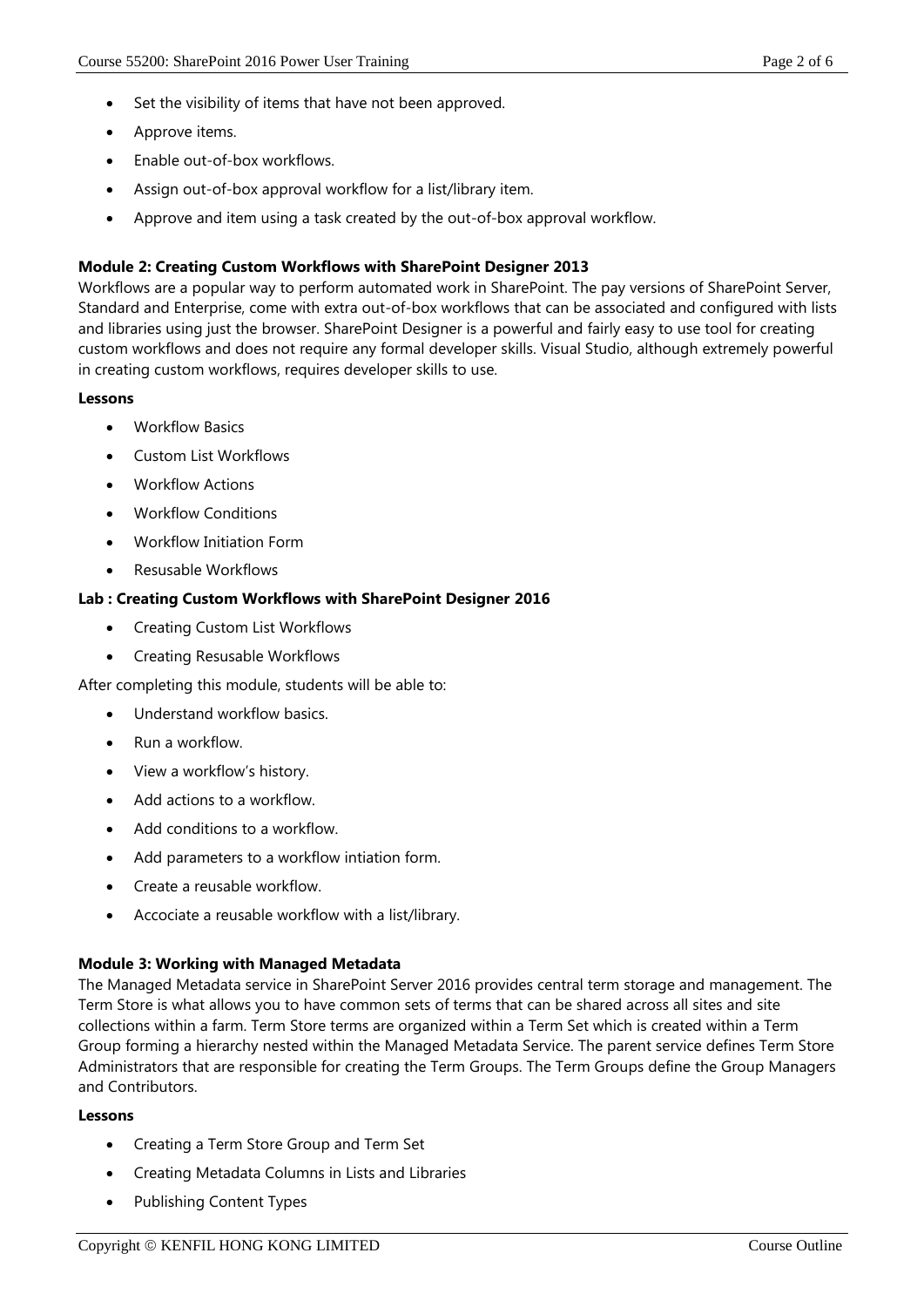- Set the visibility of items that have not been approved.
- Approve items.
- Enable out-of-box workflows.
- Assign out-of-box approval workflow for a list/library item.
- Approve and item using a task created by the out-of-box approval workflow.

**Module 2: Creating Custom Workflows with SharePoint Designer 2013**

Workflows are a popular way to perform automated work in SharePoint. The pay versions of SharePoint Server, Standard and Enterprise, come with extra out-of-box workflows that can be associated and configured with lists and libraries using just the browser. SharePoint Designer is a powerful and fairly easy to use tool for creating custom workflows and does not require any formal developer skills. Visual Studio, although extremely powerful in creating custom workflows, requires developer skills to use.

**Lessons**

- Workflow Basics
- Custom List Workflows
- Workflow Actions
- Workflow Conditions
- Workflow Initiation Form
- Resusable Workflows

**Lab : Creating Custom Workflows with SharePoint Designer 2016**

- Creating Custom List Workflows
- Creating Resusable Workflows

After completing this module, students will be able to:

- Understand workflow basics.
- Run a workflow.
- View a workflow's history.
- Add actions to a workflow.
- Add conditions to a workflow.
- Add parameters to a workflow intiation form.
- Create a reusable workflow.
- Accociate a reusable workflow with a list/library.

**Module 3: Working with Managed Metadata**

The Managed Metadata service in SharePoint Server 2016 provides central term storage and management. The Term Store is what allows you to have common sets of terms that can be shared across all sites and site collections within a farm. Term Store terms are organized within a Term Set which is created within a Term Group forming a hierarchy nested within the Managed Metadata Service. The parent service defines Term Store Administrators that are responsible for creating the Term Groups. The Term Groups define the Group Managers and Contributors.

**Lessons**

- Creating a Term Store Group and Term Set
- Creating Metadata Columns in Lists and Libraries
- Publishing Content Types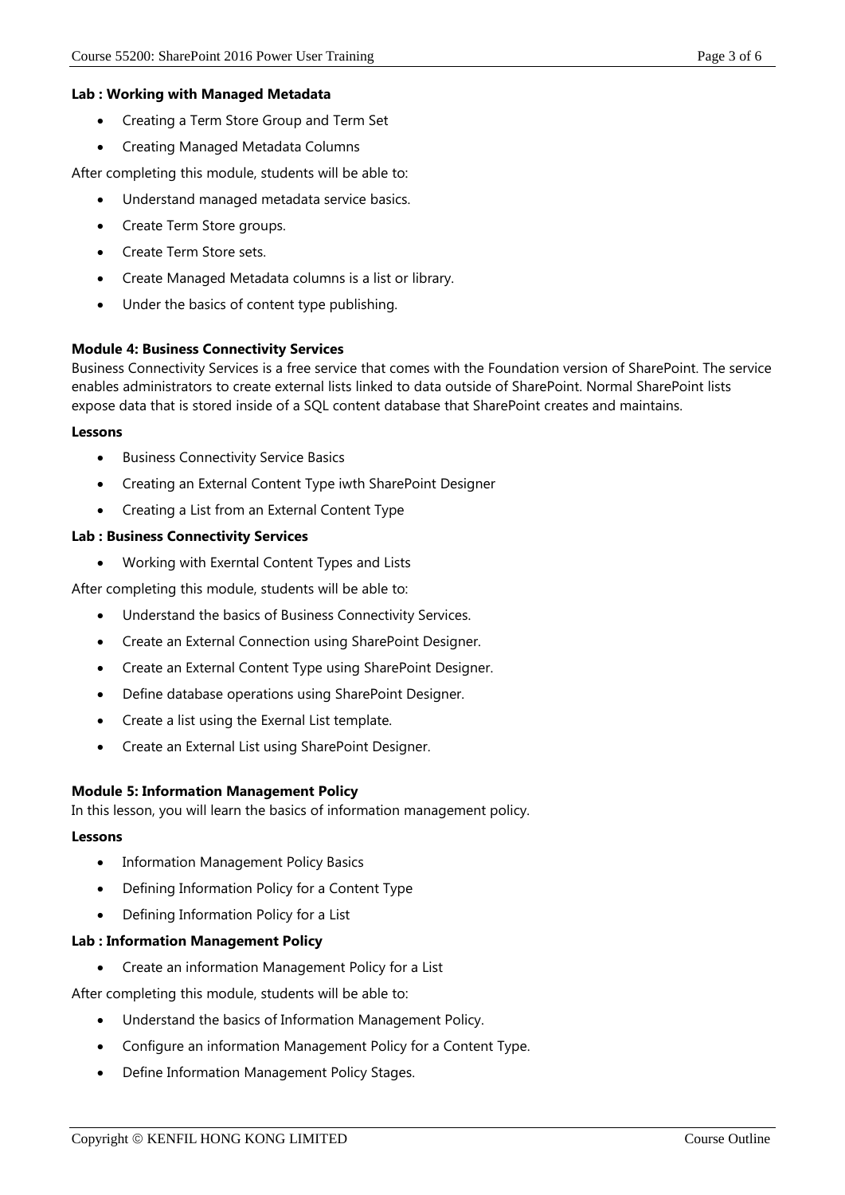**Lab : Working with Managed Metadata**

- Creating a Term Store Group and Term Set
- Creating Managed Metadata Columns

After completing this module, students will be able to:

- Understand managed metadata service basics.
- Create Term Store groups.
- Create Term Store sets.
- Create Managed Metadata columns is a list or library.
- Under the basics of content type publishing.

**Module 4: Business Connectivity Services**

Business Connectivity Services is a free service that comes with the Foundation version of SharePoint. The service enables administrators to create external lists linked to data outside of SharePoint. Normal SharePoint lists expose data that is stored inside of a SQL content database that SharePoint creates and maintains.

**Lessons**

- Business Connectivity Service Basics
- Creating an External Content Type iwth SharePoint Designer
- Creating a List from an External Content Type

**Lab : Business Connectivity Services**

- Working with Exerntal Content Types and Lists

After completing this module, students will be able to:

- Understand the basics of Business Connectivity Services.
- Create an External Connection using SharePoint Designer.
- Create an External Content Type using SharePoint Designer.
- Define database operations using SharePoint Designer.
- Create a list using the Exernal List template.
- Create an External List using SharePoint Designer.

**Module 5: Information Management Policy**

In this lesson, you will learn the basics of information management policy.

**Lessons**

- Information Management Policy Basics
- Defining Information Policy for a Content Type
- Defining Information Policy for a List

**Lab : Information Management Policy**

- Create an information Management Policy for a List

After completing this module, students will be able to:

- Understand the basics of Information Management Policy.
- Configure an information Management Policy for a Content Type.
- Define Information Management Policy Stages.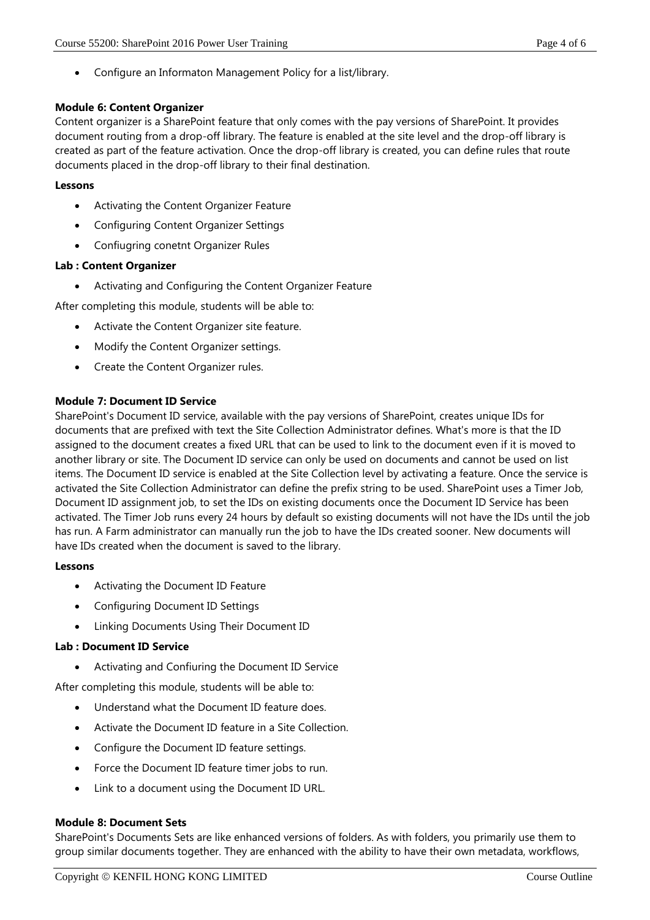- Configure an Informaton Management Policy for a list/library.

**Module 6: Content Organizer**

Content organizer is a SharePoint feature that only comes with the pay versions of SharePoint. It provides document routing from a drop-off library. The feature is enabled at the site level and the drop-off library is created as part of the feature activation. Once the drop-off library is created, you can define rules that route documents placed in the drop-off library to their final destination.

**Lessons**

- Activating the Content Organizer Feature
- Configuring Content Organizer Settings
- Confiugring conetnt Organizer Rules

**Lab : Content Organizer**

- Activating and Configuring the Content Organizer Feature

After completing this module, students will be able to:

- Activate the Content Organizer site feature.
- Modify the Content Organizer settings.
- Create the Content Organizer rules.

**Module 7: Document ID Service**

SharePoint's Document ID service, available with the pay versions of SharePoint, creates unique IDs for documents that are prefixed with text the Site Collection Administrator defines. What's more is that the ID assigned to the document creates a fixed URL that can be used to link to the document even if it is moved to another library or site. The Document ID service can only be used on documents and cannot be used on list items. The Document ID service is enabled at the Site Collection level by activating a feature. Once the service is activated the Site Collection Administrator can define the prefix string to be used. SharePoint uses a Timer Job, Document ID assignment job, to set the IDs on existing documents once the Document ID Service has been activated. The Timer Job runs every 24 hours by default so existing documents will not have the IDs until the job has run. A Farm administrator can manually run the job to have the IDs created sooner. New documents will have IDs created when the document is saved to the library.

**Lessons**

- Activating the Document ID Feature
- Configuring Document ID Settings
- Linking Documents Using Their Document ID

**Lab : Document ID Service**

- Activating and Confiuring the Document ID Service

After completing this module, students will be able to:

- Understand what the Document ID feature does.
- Activate the Document ID feature in a Site Collection.
- Configure the Document ID feature settings.
- Force the Document ID feature timer jobs to run.
- Link to a document using the Document ID URL.

**Module 8: Document Sets**

SharePoint's Documents Sets are like enhanced versions of folders. As with folders, you primarily use them to group similar documents together. They are enhanced with the ability to have their own metadata, workflows,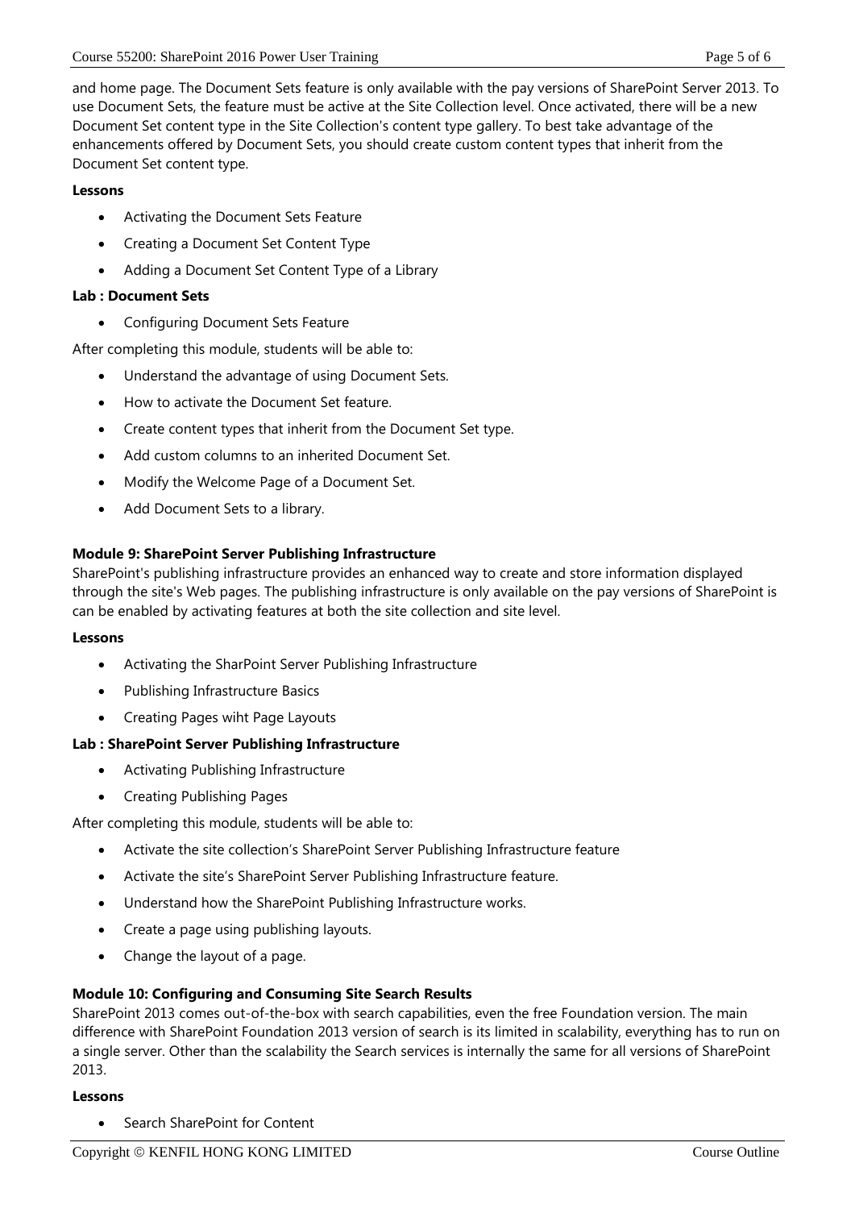and home page. The Document Sets feature is only available with the pay versions of SharePoint Server 2013. To use Document Sets, the feature must be active at the Site Collection level. Once activated, there will be a new Document Set content type in the Site Collection's content type gallery. To best take advantage of the enhancements offered by Document Sets, you should create custom content types that inherit from the Document Set content type.

**Lessons**

- Activating the Document Sets Feature
- Creating a Document Set Content Type
- Adding a Document Set Content Type of a Library

**Lab : Document Sets**

- Configuring Document Sets Feature

After completing this module, students will be able to:

- Understand the advantage of using Document Sets.
- How to activate the Document Set feature.
- Create content types that inherit from the Document Set type.
- Add custom columns to an inherited Document Set.
- Modify the Welcome Page of a Document Set.
- Add Document Sets to a library.

**Module 9: SharePoint Server Publishing Infrastructure**

SharePoint's publishing infrastructure provides an enhanced way to create and store information displayed through the site's Web pages. The publishing infrastructure is only available on the pay versions of SharePoint is can be enabled by activating features at both the site collection and site level.

**Lessons**

- Activating the SharPoint Server Publishing Infrastructure
- Publishing Infrastructure Basics
- Creating Pages wiht Page Layouts

**Lab : SharePoint Server Publishing Infrastructure**

- Activating Publishing Infrastructure
- Creating Publishing Pages

After completing this module, students will be able to:

- Activate the site collection's SharePoint Server Publishing Infrastructure feature
- Activate the site's SharePoint Server Publishing Infrastructure feature.
- Understand how the SharePoint Publishing Infrastructure works.
- Create a page using publishing layouts.
- Change the layout of a page.

**Module 10: Configuring and Consuming Site Search Results**

SharePoint 2013 comes out-of-the-box with search capabilities, even the free Foundation version. The main difference with SharePoint Foundation 2013 version of search is its limited in scalability, everything has to run on a single server. Other than the scalability the Search services is internally the same for all versions of SharePoint 2013.

**Lessons**

- Search SharePoint for Content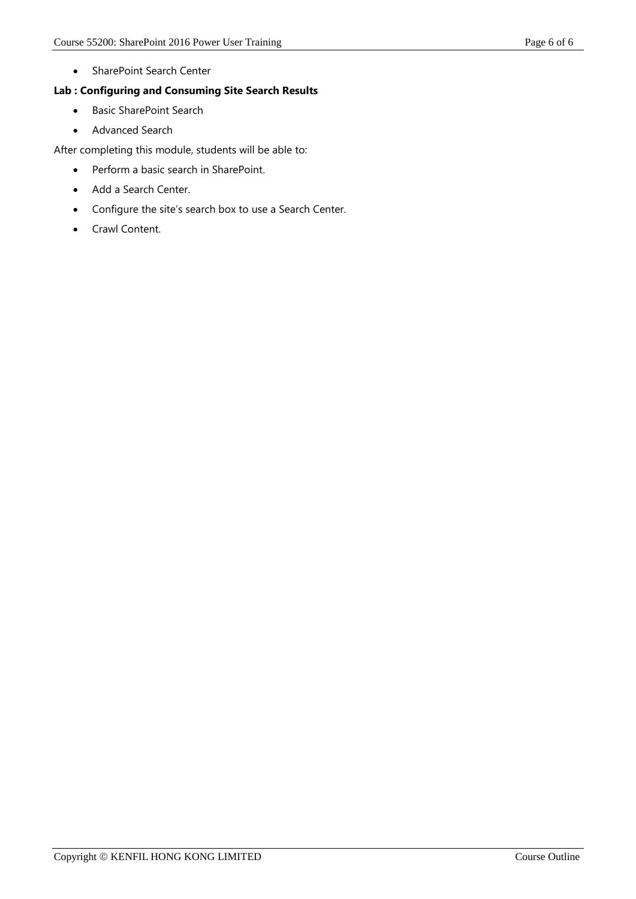- SharePoint Search Center

**Lab : Configuring and Consuming Site Search Results**

- Basic SharePoint Search
- Advanced Search

After completing this module, students will be able to:

- Perform a basic search in SharePoint.
- Add a Search Center.
- Configure the site's search box to use a Search Center.
- Crawl Content.